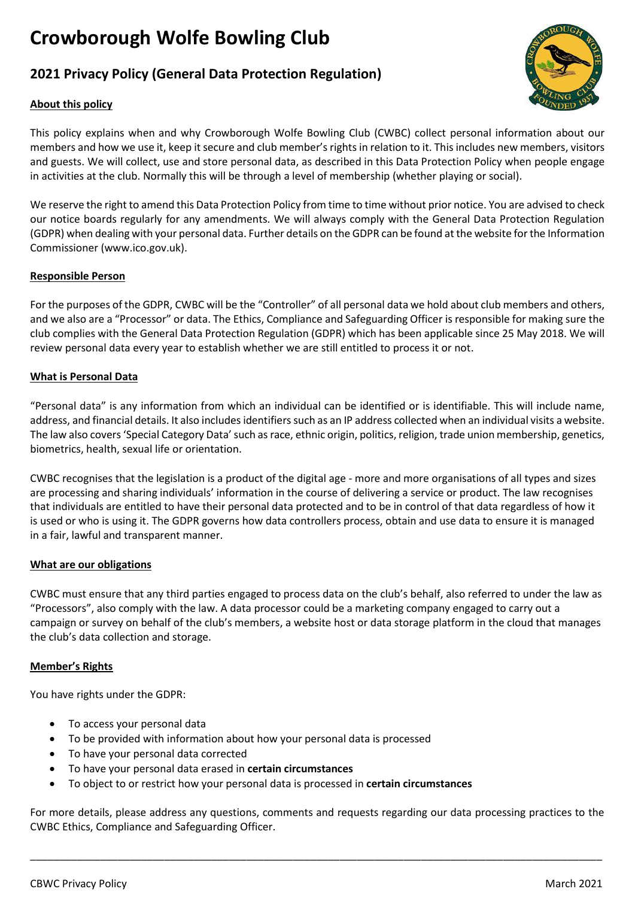# Crowborough Wolfe Bowling Club

## 2021 Privacy Policy (General Data Protection Regulation)

### About this policy

This policy explains when and why Crowborough Wolfe Bowling Club (CWBC) collect personal information about our members and how we use it, keep it secure and club member's rights in relation to it. This includes new members, visitors and guests. We will collect, use and store personal data, as described in this Data Protection Policy when people engage in activities at the club. Normally this will be through a level of membership (whether playing or social).

We reserve the right to amend this Data Protection Policy from time to time without prior notice. You are advised to check our notice boards regularly for any amendments. We will always comply with the General Data Protection Regulation (GDPR) when dealing with your personal data. Further details on the GDPR can be found at the website for the Information Commissioner (www.ico.gov.uk).

### Responsible Person

For the purposes of the GDPR, CWBC will be the "Controller" of all personal data we hold about club members and others, and we also are a "Processor" or data. The Ethics, Compliance and Safeguarding Officer is responsible for making sure the club complies with the General Data Protection Regulation (GDPR) which has been applicable since 25 May 2018. We will review personal data every year to establish whether we are still entitled to process it or not.

### What is Personal Data

"Personal data" is any information from which an individual can be identified or is identifiable. This will include name, address, and financial details. It also includes identifiers such as an IP address collected when an individual visits a website. The law also covers 'Special Category Data' such as race, ethnic origin, politics, religion, trade union membership, genetics, biometrics, health, sexual life or orientation.

CWBC recognises that the legislation is a product of the digital age - more and more organisations of all types and sizes are processing and sharing individuals' information in the course of delivering a service or product. The law recognises that individuals are entitled to have their personal data protected and to be in control of that data regardless of how it is used or who is using it. The GDPR governs how data controllers process, obtain and use data to ensure it is managed in a fair, lawful and transparent manner.

### What are our obligations

CWBC must ensure that any third parties engaged to process data on the club's behalf, also referred to under the law as "Processors", also comply with the law. A data processor could be a marketing company engaged to carry out a campaign or survey on behalf of the club's members, a website host or data storage platform in the cloud that manages the club's data collection and storage.

### Member's Rights

You have rights under the GDPR:

- To access your personal data
- To be provided with information about how your personal data is processed
- To have your personal data corrected
- To have your personal data erased in **certain circumstances**
- To object to or restrict how your personal data is processed in **certain circumstances**

For more details, please address any questions, comments and requests regarding our data processing practices to the CWBC Ethics, Compliance and Safeguarding Officer.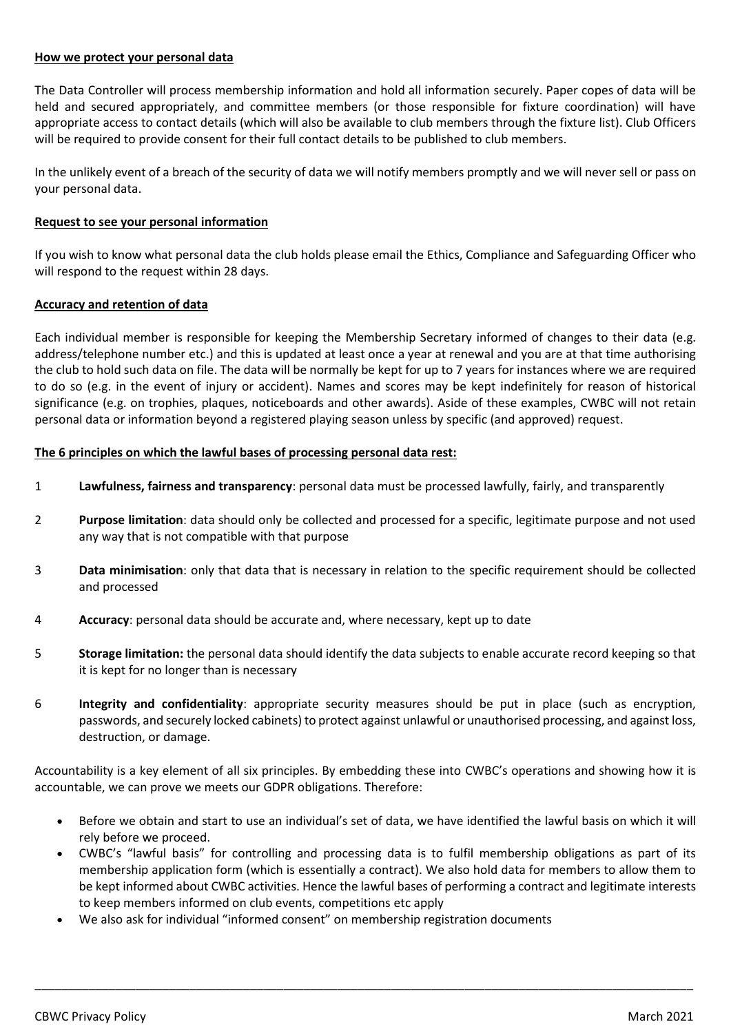**How we protect your personal data**

The Data Controller will process membership information and hold all information securely. Paper copes of data will be held and secured appropriately, and committee members (or those responsible for fixture coordination) will have appropriate access to contact details (which will also be available to club members through the fixture list). Club Officers will be required to provide consent for their full contact details to be published to club members.

In the unlikely event of a breach of the security of data we will notify members promptly and we will never sell or pass on your personal data.

**Request to see your personal information**

If you wish to know what personal data the club holds please email the Ethics, Compliance and Safeguarding Officer who will respond to the request within 28 days.

**Accuracy and retention of data**

Each individual member is responsible for keeping the Membership Secretary informed of changes to their data (e.g. address/telephone number etc.) and this is updated at least once a year at renewal and you are at that time authorising the club to hold such data on file. The data will be normally be kept for up to 7 years for instances where we are required to do so (e.g. in the event of injury or accident). Names and scores may be kept indefinitely for reason of historical significance (e.g. on trophies, plaques, noticeboards and other awards). Aside of these examples, CWBC will not retain personal data or information beyond a registered playing season unless by specific (and approved) request.

**The 6 principles on which the lawful bases of processing personal data rest:**

1. **Lawfulness, fairness and transparency**: personal data must be processed lawfully, fairly, and transparently
2. **Purpose limitation**: data should only be collected and processed for a specific, legitimate purpose and not used any way that is not compatible with that purpose
3. **Data minimisation**: only that data that is necessary in relation to the specific requirement should be collected and processed
4. **Accuracy**: personal data should be accurate and, where necessary, kept up to date
5. **Storage limitation:** the personal data should identify the data subjects to enable accurate record keeping so that it is kept for no longer than is necessary
6. **Integrity and confidentiality**: appropriate security measures should be put in place (such as encryption, passwords, and securely locked cabinets) to protect against unlawful or unauthorised processing, and against loss, destruction, or damage.

Accountability is a key element of all six principles. By embedding these into CWBC's operations and showing how it is accountable, we can prove we meets our GDPR obligations. Therefore:

- Before we obtain and start to use an individual's set of data, we have identified the lawful basis on which it will rely before we proceed.
- CWBC's "lawful basis" for controlling and processing data is to fulfil membership obligations as part of its membership application form (which is essentially a contract). We also hold data for members to allow them to be kept informed about CWBC activities. Hence the lawful bases of performing a contract and legitimate interests to keep members informed on club events, competitions etc apply
- We also ask for individual "informed consent" on membership registration documents